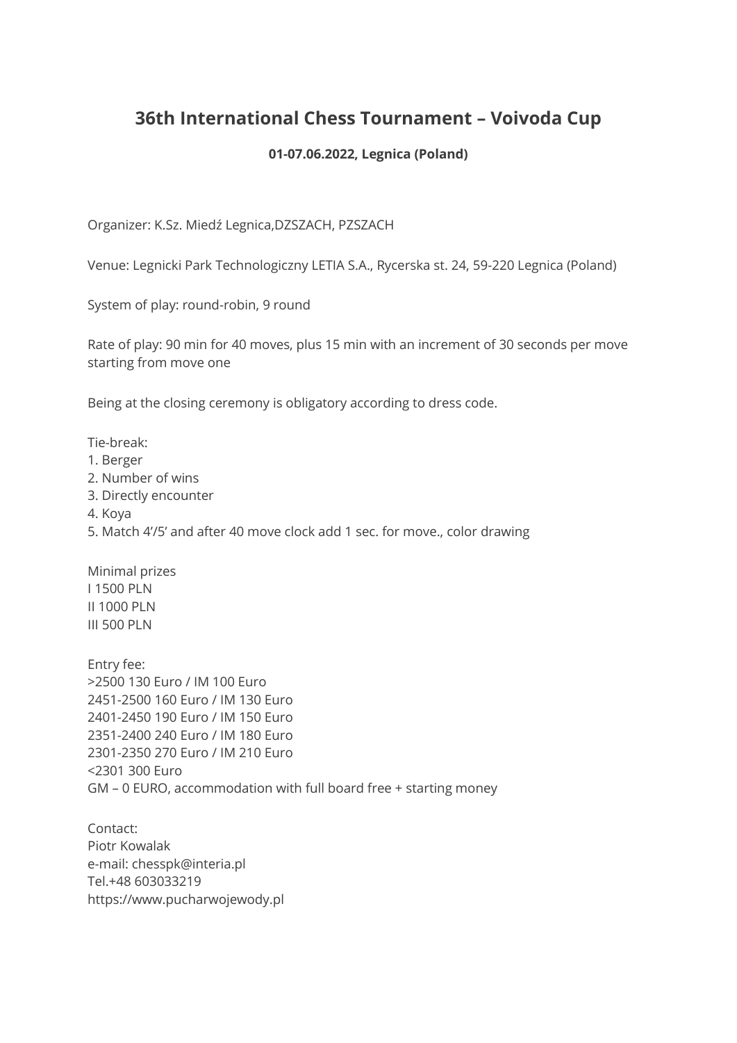# 36th International Chess Tournament – Voivoda Cup

**01-07.06.2022, Legnica (Poland)**

Organizer: K.Sz. Miedź Legnica,DZSZACH, PZSZACH

Venue: Legnicki Park Technologiczny LETIA S.A., Rycerska st. 24, 59-220 Legnica (Poland)

System of play: round-robin, 9 round

Rate of play: 90 min for 40 moves, plus 15 min with an increment of 30 seconds per move starting from move one

Being at the closing ceremony is obligatory according to dress code.

Tie-break:
1. Berger
2. Number of wins
3. Directly encounter
4. Koya
5. Match 4'/5' and after 40 move clock add 1 sec. for move., color drawing

Minimal prizes
I 1500 PLN
II 1000 PLN
III 500 PLN

Entry fee:
>2500 130 Euro / IM 100 Euro
2451-2500 160 Euro / IM 130 Euro
2401-2450 190 Euro / IM 150 Euro
2351-2400 240 Euro / IM 180 Euro
2301-2350 270 Euro / IM 210 Euro
<2301 300 Euro
GM – 0 EURO, accommodation with full board free + starting money

Contact:
Piotr Kowalak
e-mail: chesspk@interia.pl
Tel.+48 603033219
https://www.pucharwojewody.pl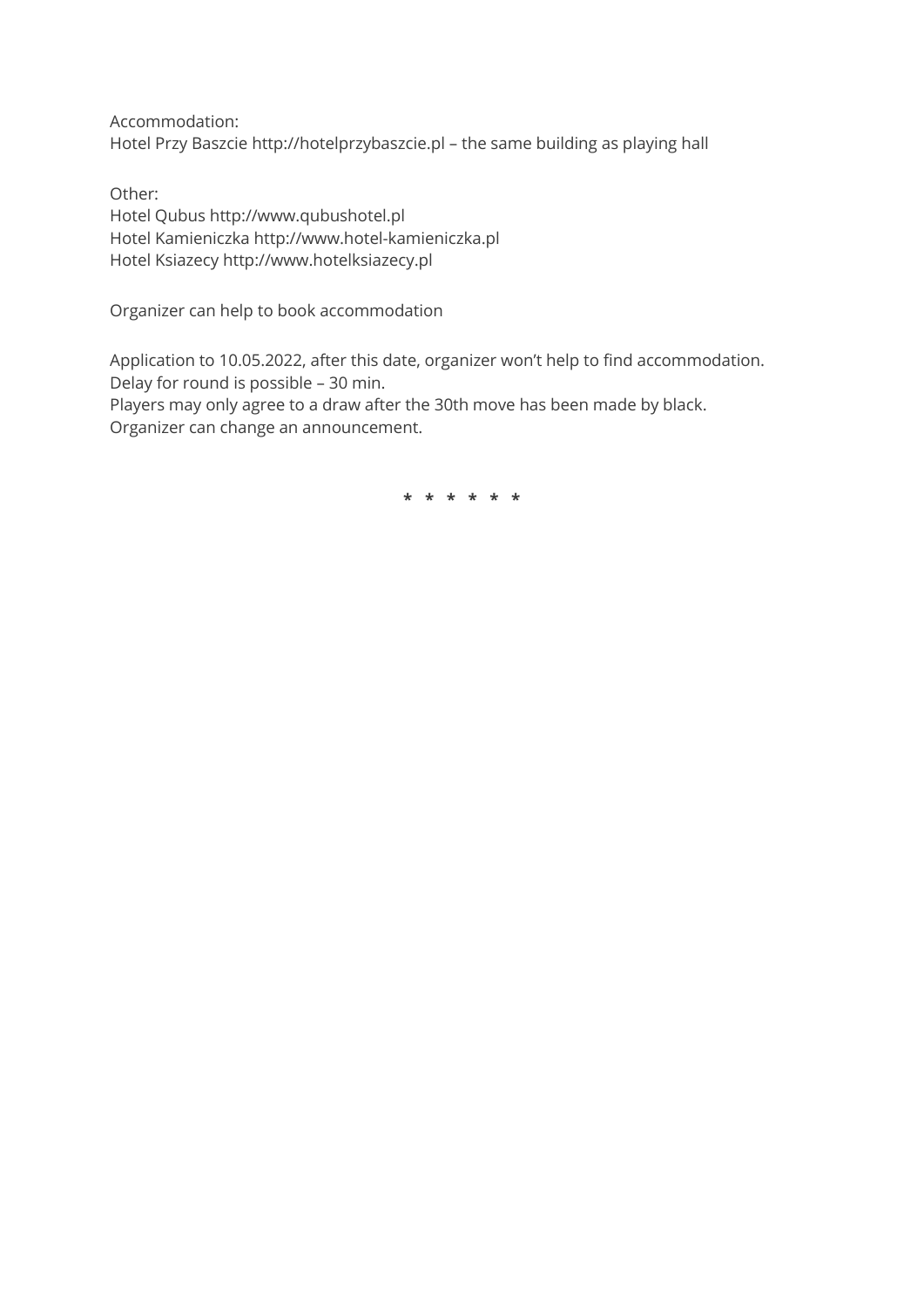Accommodation:
Hotel Przy Baszcie http://hotelprzybaszcie.pl – the same building as playing hall

Other:
Hotel Qubus http://www.qubushotel.pl
Hotel Kamieniczka http://www.hotel-kamieniczka.pl
Hotel Ksiazecy http://www.hotelksiazecy.pl

Organizer can help to book accommodation

Application to 10.05.2022, after this date, organizer won't help to find accommodation.
Delay for round is possible – 30 min.
Players may only agree to a draw after the 30th move has been made by black.
Organizer can change an announcement.

\* \* \* \* \* \*